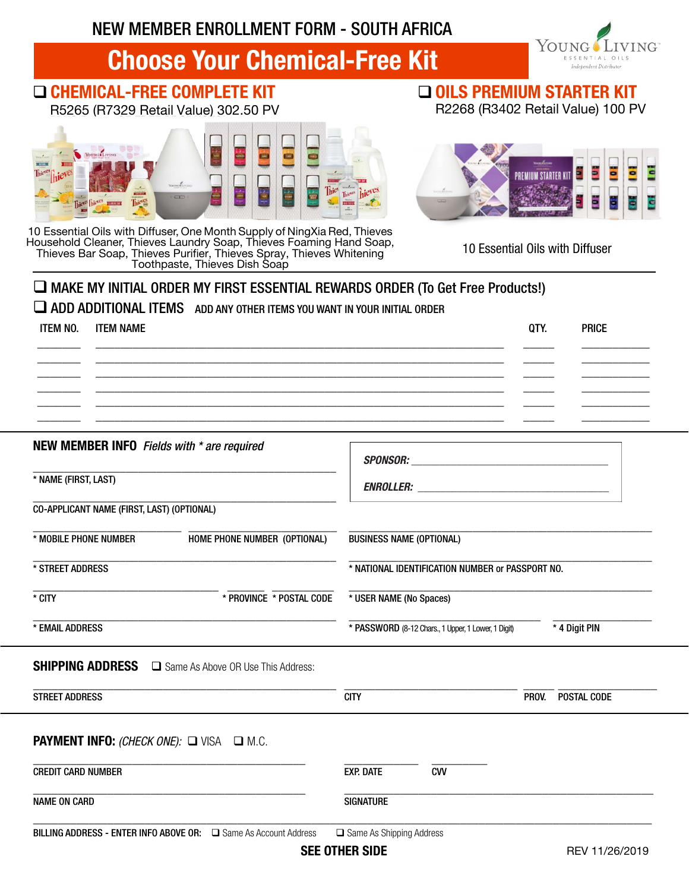# NEW MEMBER ENROLLMENT FORM - SOUTH AFRICA

Young Living Essential Oils — Independent Distributor

## Choose Your Chemical-Free Kit

### ❑ CHEMICAL-FREE COMPLETE KIT

R5265 (R7329 Retail Value) 302.50 PV

10 Essential Oils with Diffuser, One Month Supply of NingXia Red, Thieves Household Cleaner, Thieves Laundry Soap, Thieves Foaming Hand Soap, Thieves Bar Soap, Thieves Purifier, Thieves Spray, Thieves Whitening Toothpaste, Thieves Dish Soap

### ❑ OILS PREMIUM STARTER KIT

R2268 (R3402 Retail Value) 100 PV

10 Essential Oils with Diffuser

---

❑ **MAKE MY INITIAL ORDER MY FIRST ESSENTIAL REWARDS ORDER (To Get Free Products!)**

❑ **ADD ADDITIONAL ITEMS** ADD ANY OTHER ITEMS YOU WANT IN YOUR INITIAL ORDER

| ITEM NO. | ITEM NAME | QTY. | PRICE |
|---|---|---|---|
| | | | |
| | | | |
| | | | |
| | | | |
| | | | |
| | | | |

---

## NEW MEMBER INFO *Fields with * are required*

**SPONSOR:** ______________________

**ENROLLER:** ______________________

* NAME (FIRST, LAST)

CO-APPLICANT NAME (FIRST, LAST) (OPTIONAL)

* MOBILE PHONE NUMBER

HOME PHONE NUMBER (OPTIONAL)

BUSINESS NAME (OPTIONAL)

* STREET ADDRESS

* NATIONAL IDENTIFICATION NUMBER or PASSPORT NO.

* CITY

* PROVINCE

* POSTAL CODE

* USER NAME (No Spaces)

* EMAIL ADDRESS

* PASSWORD (8-12 Chars., 1 Upper, 1 Lower, 1 Digit)

* 4 Digit PIN

---

## SHIPPING ADDRESS

❑ Same As Above OR Use This Address:

STREET ADDRESS

CITY

PROV.

POSTAL CODE

---

## PAYMENT INFO: *(CHECK ONE):* ❑ VISA ❑ M.C.

CREDIT CARD NUMBER

EXP. DATE

CVV

NAME ON CARD

SIGNATURE

BILLING ADDRESS - ENTER INFO ABOVE OR: ❑ Same As Account Address ❑ Same As Shipping Address

**SEE OTHER SIDE**

REV 11/26/2019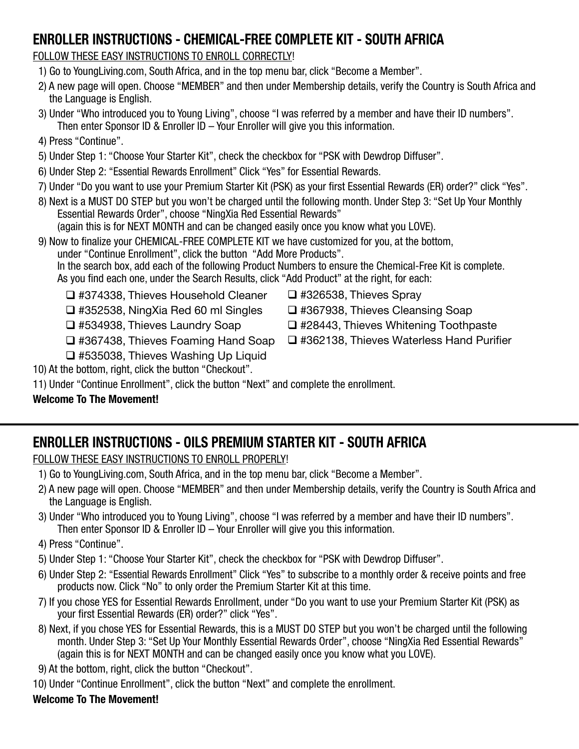## ENROLLER INSTRUCTIONS - CHEMICAL-FREE COMPLETE KIT - SOUTH AFRICA

FOLLOW THESE EASY INSTRUCTIONS TO ENROLL CORRECTLY!

1) Go to YoungLiving.com, South Africa, and in the top menu bar, click "Become a Member".
2) A new page will open. Choose "MEMBER" and then under Membership details, verify the Country is South Africa and the Language is English.
3) Under "Who introduced you to Young Living", choose "I was referred by a member and have their ID numbers". Then enter Sponsor ID & Enroller ID – Your Enroller will give you this information.
4) Press "Continue".
5) Under Step 1: "Choose Your Starter Kit", check the checkbox for "PSK with Dewdrop Diffuser".
6) Under Step 2: "Essential Rewards Enrollment" Click "Yes" for Essential Rewards.
7) Under "Do you want to use your Premium Starter Kit (PSK) as your first Essential Rewards (ER) order?" click "Yes".
8) Next is a MUST DO STEP but you won't be charged until the following month. Under Step 3: "Set Up Your Monthly Essential Rewards Order", choose "NingXia Red Essential Rewards" (again this is for NEXT MONTH and can be changed easily once you know what you LOVE).
9) Now to finalize your CHEMICAL-FREE COMPLETE KIT we have customized for you, at the bottom, under "Continue Enrollment", click the button "Add More Products". In the search box, add each of the following Product Numbers to ensure the Chemical-Free Kit is complete. As you find each one, under the Search Results, click "Add Product" at the right, for each:
   - ❑ #374338, Thieves Household Cleaner
   - ❑ #352538, NingXia Red 60 ml Singles
   - ❑ #534938, Thieves Laundry Soap
   - ❑ #367438, Thieves Foaming Hand Soap
   - ❑ #535038, Thieves Washing Up Liquid
   - ❑ #326538, Thieves Spray
   - ❑ #367938, Thieves Cleansing Soap
   - ❑ #28443, Thieves Whitening Toothpaste
   - ❑ #362138, Thieves Waterless Hand Purifier
10) At the bottom, right, click the button "Checkout".
11) Under "Continue Enrollment", click the button "Next" and complete the enrollment.

**Welcome To The Movement!**

## ENROLLER INSTRUCTIONS - OILS PREMIUM STARTER KIT - SOUTH AFRICA

FOLLOW THESE EASY INSTRUCTIONS TO ENROLL PROPERLY!

1) Go to YoungLiving.com, South Africa, and in the top menu bar, click "Become a Member".
2) A new page will open. Choose "MEMBER" and then under Membership details, verify the Country is South Africa and the Language is English.
3) Under "Who introduced you to Young Living", choose "I was referred by a member and have their ID numbers". Then enter Sponsor ID & Enroller ID – Your Enroller will give you this information.
4) Press "Continue".
5) Under Step 1: "Choose Your Starter Kit", check the checkbox for "PSK with Dewdrop Diffuser".
6) Under Step 2: "Essential Rewards Enrollment" Click "Yes" to subscribe to a monthly order & receive points and free products now. Click "No" to only order the Premium Starter Kit at this time.
7) If you chose YES for Essential Rewards Enrollment, under "Do you want to use your Premium Starter Kit (PSK) as your first Essential Rewards (ER) order?" click "Yes".
8) Next, if you chose YES for Essential Rewards, this is a MUST DO STEP but you won't be charged until the following month. Under Step 3: "Set Up Your Monthly Essential Rewards Order", choose "NingXia Red Essential Rewards" (again this is for NEXT MONTH and can be changed easily once you know what you LOVE).
9) At the bottom, right, click the button "Checkout".
10) Under "Continue Enrollment", click the button "Next" and complete the enrollment.

**Welcome To The Movement!**